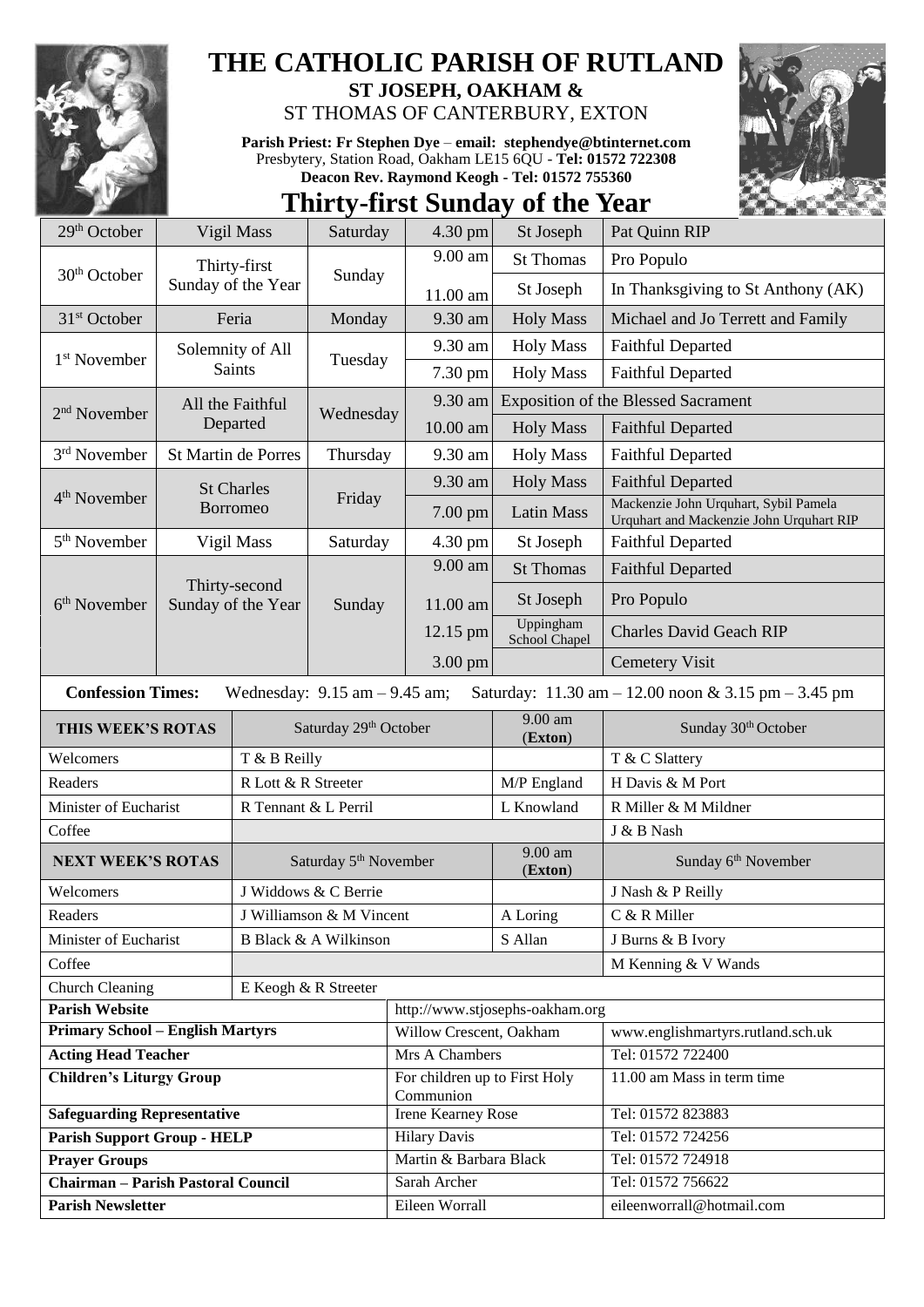# THE CATHOLIC PARISH OF RUTLAND

**ST JOSEPH, OAKHAM &**

ST THOMAS OF CANTERBURY, EXTON

**Parish Priest: Fr Stephen Dye** – **email: stephendye@btinternet.com**
Presbytery, Station Road, Oakham LE15 6QU - **Tel: 01572 722308**
**Deacon Rev. Raymond Keogh - Tel: 01572 755360**

## Thirty-first Sunday of the Year

| | | | | | |
|---|---|---|---|---|---|
| 29th October | Vigil Mass | Saturday | 4.30 pm | St Joseph | Pat Quinn RIP |
| 30th October | Thirty-first Sunday of the Year | Sunday | 9.00 am | St Thomas | Pro Populo |
| | | | 11.00 am | St Joseph | In Thanksgiving to St Anthony (AK) |
| 31st October | Feria | Monday | 9.30 am | Holy Mass | Michael and Jo Terrett and Family |
| 1st November | Solemnity of All Saints | Tuesday | 9.30 am | Holy Mass | Faithful Departed |
| | | | 7.30 pm | Holy Mass | Faithful Departed |
| 2nd November | All the Faithful Departed | Wednesday | 9.30 am | Exposition of the Blessed Sacrament | |
| | | | 10.00 am | Holy Mass | Faithful Departed |
| 3rd November | St Martin de Porres | Thursday | 9.30 am | Holy Mass | Faithful Departed |
| 4th November | St Charles Borromeo | Friday | 9.30 am | Holy Mass | Faithful Departed |
| | | | 7.00 pm | Latin Mass | Mackenzie John Urquhart, Sybil Pamela Urquhart and Mackenzie John Urquhart RIP |
| 5th November | Vigil Mass | Saturday | 4.30 pm | St Joseph | Faithful Departed |
| 6th November | Thirty-second Sunday of the Year | Sunday | 9.00 am | St Thomas | Faithful Departed |
| | | | 11.00 am | St Joseph | Pro Populo |
| | | | 12.15 pm | Uppingham School Chapel | Charles David Geach RIP |
| | | | 3.00 pm | | Cemetery Visit |

**Confession Times:** Wednesday: 9.15 am – 9.45 am; Saturday: 11.30 am – 12.00 noon & 3.15 pm – 3.45 pm

| THIS WEEK'S ROTAS | Saturday 29th October | 9.00 am (Exton) | Sunday 30th October |
|---|---|---|---|
| Welcomers | T & B Reilly | | T & C Slattery |
| Readers | R Lott & R Streeter | M/P England | H Davis & M Port |
| Minister of Eucharist | R Tennant & L Perril | L Knowland | R Miller & M Mildner |
| Coffee | | | J & B Nash |
| **NEXT WEEK'S ROTAS** | Saturday 5th November | 9.00 am (**Exton**) | Sunday 6th November |
| Welcomers | J Widdows & C Berrie | | J Nash & P Reilly |
| Readers | J Williamson & M Vincent | A Loring | C & R Miller |
| Minister of Eucharist | B Black & A Wilkinson | S Allan | J Burns & B Ivory |
| Coffee | | | M Kenning & V Wands |
| Church Cleaning | E Keogh & R Streeter | | |

| | | |
|---|---|---|
| **Parish Website** | http://www.stjosephs-oakham.org | |
| **Primary School – English Martyrs** | Willow Crescent, Oakham | www.englishmartyrs.rutland.sch.uk |
| **Acting Head Teacher** | Mrs A Chambers | Tel: 01572 722400 |
| **Children's Liturgy Group** | For children up to First Holy Communion | 11.00 am Mass in term time |
| **Safeguarding Representative** | Irene Kearney Rose | Tel: 01572 823883 |
| **Parish Support Group - HELP** | Hilary Davis | Tel: 01572 724256 |
| **Prayer Groups** | Martin & Barbara Black | Tel: 01572 724918 |
| **Chairman – Parish Pastoral Council** | Sarah Archer | Tel: 01572 756622 |
| **Parish Newsletter** | Eileen Worrall | eileenworrall@hotmail.com |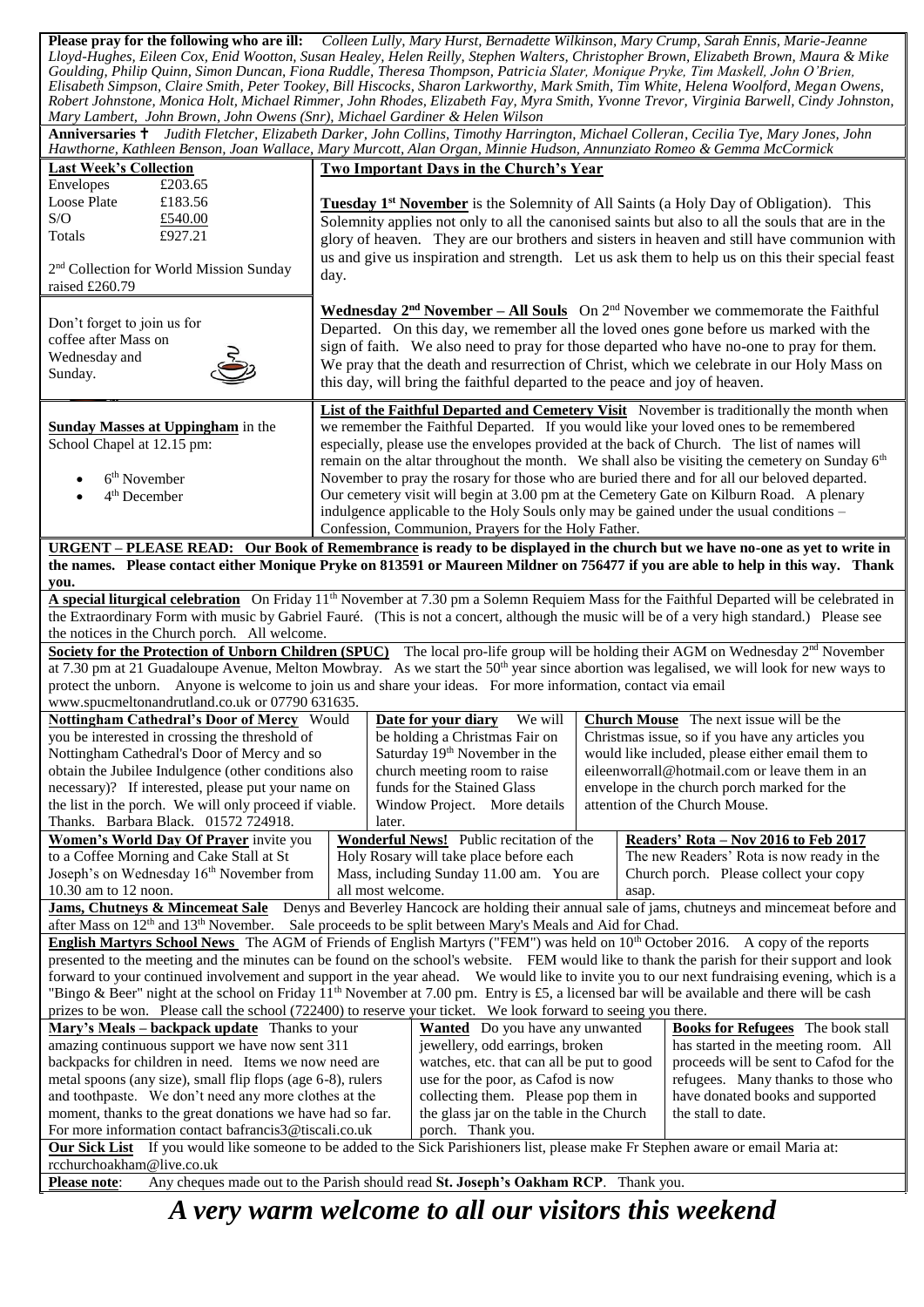**Please pray for the following who are ill:** *Colleen Lully, Mary Hurst, Bernadette Wilkinson, Mary Crump, Sarah Ennis, Marie-Jeanne Lloyd-Hughes, Eileen Cox, Enid Wootton, Susan Healey, Helen Reilly, Stephen Walters, Christopher Brown, Elizabeth Brown, Maura & Mike Goulding, Philip Quinn, Simon Duncan, Fiona Ruddle, Theresa Thompson, Patricia Slater, Monique Pryke, Tim Maskell, John O'Brien, Elisabeth Simpson, Claire Smith, Peter Tookey, Bill Hiscocks, Sharon Larkworthy, Mark Smith, Tim White, Helena Woolford, Megan Owens, Robert Johnstone, Monica Holt, Michael Rimmer, John Rhodes, Elizabeth Fay, Myra Smith, Yvonne Trevor, Virginia Barwell, Cindy Johnston, Mary Lambert, John Brown, John Owens (Snr), Michael Gardiner & Helen Wilson*

**Anniversaries ✝** *Judith Fletcher, Elizabeth Darker, John Collins, Timothy Harrington, Michael Colleran, Cecilia Tye, Mary Jones, John Hawthorne, Kathleen Benson, Joan Wallace, Mary Murcott, Alan Organ, Minnie Hudson, Annunziato Romeo & Gemma McCormick*

**Last Week's Collection**

| | |
|---|---|
| Envelopes | £203.65 |
| Loose Plate | £183.56 |
| S/O | £540.00 |
| Totals | £927.21 |

2[nd] Collection for World Mission Sunday raised £260.79

Don't forget to join us for coffee after Mass on Wednesday and Sunday.

**Sunday Masses at Uppingham** in the School Chapel at 12.15 pm:

- 6[th] November
- 4[th] December

**Two Important Days in the Church's Year**

**Tuesday 1[st] November** is the Solemnity of All Saints (a Holy Day of Obligation). This Solemnity applies not only to all the canonised saints but also to all the souls that are in the glory of heaven. They are our brothers and sisters in heaven and still have communion with us and give us inspiration and strength. Let us ask them to help us on this their special feast day.

**Wednesday 2[nd] November – All Souls** On 2[nd] November we commemorate the Faithful Departed. On this day, we remember all the loved ones gone before us marked with the sign of faith. We also need to pray for those departed who have no-one to pray for them. We pray that the death and resurrection of Christ, which we celebrate in our Holy Mass on this day, will bring the faithful departed to the peace and joy of heaven.

**List of the Faithful Departed and Cemetery Visit** November is traditionally the month when we remember the Faithful Departed. If you would like your loved ones to be remembered especially, please use the envelopes provided at the back of Church. The list of names will remain on the altar throughout the month. We shall also be visiting the cemetery on Sunday 6[th] November to pray the rosary for those who are buried there and for all our beloved departed. Our cemetery visit will begin at 3.00 pm at the Cemetery Gate on Kilburn Road. A plenary indulgence applicable to the Holy Souls only may be gained under the usual conditions – Confession, Communion, Prayers for the Holy Father.

**URGENT – PLEASE READ: Our Book of Remembrance is ready to be displayed in the church but we have no-one as yet to write in the names. Please contact either Monique Pryke on 813591 or Maureen Mildner on 756477 if you are able to help in this way. Thank you.**

**A special liturgical celebration** On Friday 11[th] November at 7.30 pm a Solemn Requiem Mass for the Faithful Departed will be celebrated in the Extraordinary Form with music by Gabriel Fauré. (This is not a concert, although the music will be of a very high standard.) Please see the notices in the Church porch. All welcome.

**Society for the Protection of Unborn Children (SPUC)** The local pro-life group will be holding their AGM on Wednesday 2[nd] November at 7.30 pm at 21 Guadaloupe Avenue, Melton Mowbray. As we start the 50[th] year since abortion was legalised, we will look for new ways to protect the unborn. Anyone is welcome to join us and share your ideas. For more information, contact via email www.spucmeltonandrutland.co.uk or 07790 631635.

**Nottingham Cathedral's Door of Mercy** Would you be interested in crossing the threshold of Nottingham Cathedral's Door of Mercy and so obtain the Jubilee Indulgence (other conditions also necessary)? If interested, please put your name on the list in the porch. We will only proceed if viable. Thanks. Barbara Black. 01572 724918.

**Date for your diary** We will be holding a Christmas Fair on Saturday 19[th] November in the church meeting room to raise funds for the Stained Glass Window Project. More details later.

**Church Mouse** The next issue will be the Christmas issue, so if you have any articles you would like included, please either email them to eileenworrall@hotmail.com or leave them in an envelope in the church porch marked for the attention of the Church Mouse.

**Women's World Day Of Prayer** invite you to a Coffee Morning and Cake Stall at St Joseph's on Wednesday 16[th] November from 10.30 am to 12 noon.

**Wonderful News!** Public recitation of the Holy Rosary will take place before each Mass, including Sunday 11.00 am. You are all most welcome.

**Readers' Rota – Nov 2016 to Feb 2017** The new Readers' Rota is now ready in the Church porch. Please collect your copy asap.

**Jams, Chutneys & Mincemeat Sale** Denys and Beverley Hancock are holding their annual sale of jams, chutneys and mincemeat before and after Mass on 12[th] and 13[th] November. Sale proceeds to be split between Mary's Meals and Aid for Chad.

**English Martyrs School News** The AGM of Friends of English Martyrs ("FEM") was held on 10[th] October 2016. A copy of the reports presented to the meeting and the minutes can be found on the school's website. FEM would like to thank the parish for their support and look forward to your continued involvement and support in the year ahead. We would like to invite you to our next fundraising evening, which is a "Bingo & Beer" night at the school on Friday 11[th] November at 7.00 pm. Entry is £5, a licensed bar will be available and there will be cash prizes to be won. Please call the school (722400) to reserve your ticket. We look forward to seeing you there.

**Mary's Meals – backpack update** Thanks to your amazing continuous support we have now sent 311 backpacks for children in need. Items we now need are metal spoons (any size), small flip flops (age 6-8), rulers and toothpaste. We don't need any more clothes at the moment, thanks to the great donations we have had so far. For more information contact bafrancis3@tiscali.co.uk

**Wanted** Do you have any unwanted jewellery, odd earrings, broken watches, etc. that can all be put to good use for the poor, as Cafod is now collecting them. Please pop them in the glass jar on the table in the Church porch. Thank you.

**Books for Refugees** The book stall has started in the meeting room. All proceeds will be sent to Cafod for the refugees. Many thanks to those who have donated books and supported the stall to date.

**Our Sick List** If you would like someone to be added to the Sick Parishioners list, please make Fr Stephen aware or email Maria at: rcchurchoakham@live.co.uk

**Please note**: Any cheques made out to the Parish should read **St. Joseph's Oakham RCP**. Thank you.

***A very warm welcome to all our visitors this weekend***